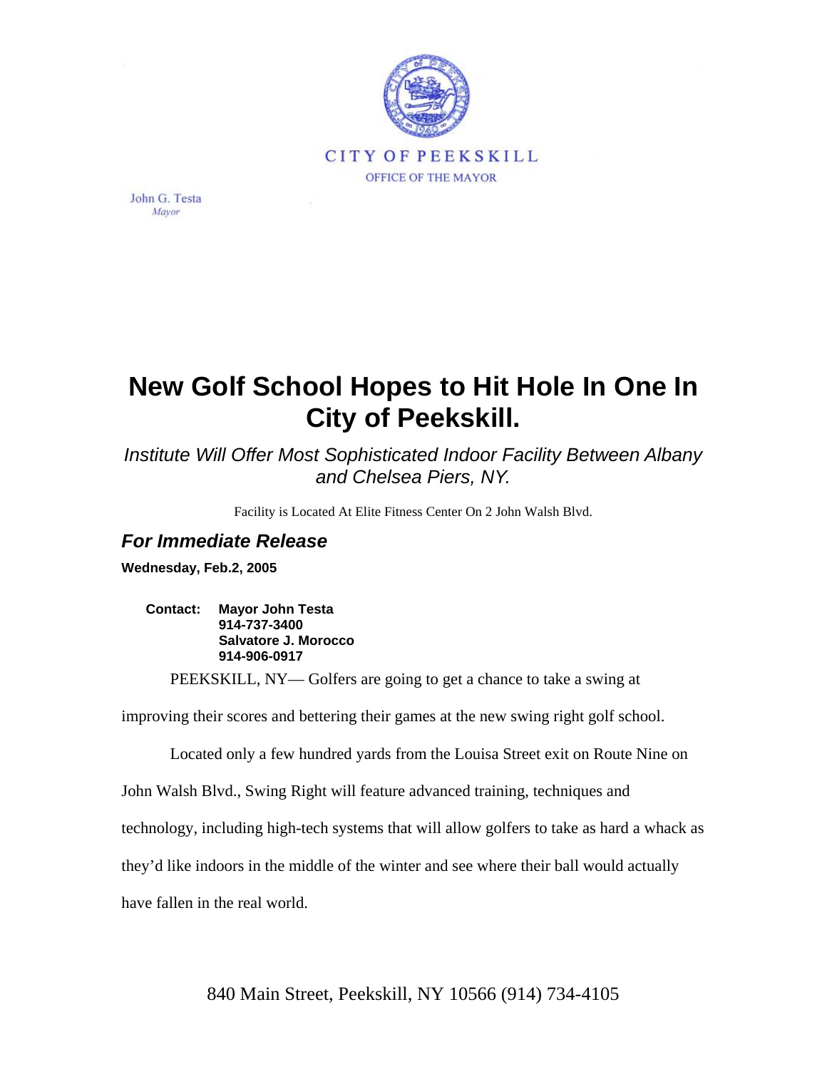CITY OF PEEKSKILL

OFFICE OF THE MAYOR

John G. Testa
*Mayor*

# New Golf School Hopes to Hit Hole In One In City of Peekskill.

*Institute Will Offer Most Sophisticated Indoor Facility Between Albany and Chelsea Piers, NY.*

Facility is Located At Elite Fitness Center On 2 John Walsh Blvd.

## *For Immediate Release*

**Wednesday, Feb.2, 2005**

**Contact:** **Mayor John Testa**
**914-737-3400**
**Salvatore J. Morocco**
**914-906-0917**

PEEKSKILL, NY— Golfers are going to get a chance to take a swing at improving their scores and bettering their games at the new swing right golf school.

Located only a few hundred yards from the Louisa Street exit on Route Nine on John Walsh Blvd., Swing Right will feature advanced training, techniques and technology, including high-tech systems that will allow golfers to take as hard a whack as they'd like indoors in the middle of the winter and see where their ball would actually have fallen in the real world.

840 Main Street, Peekskill, NY 10566 (914) 734-4105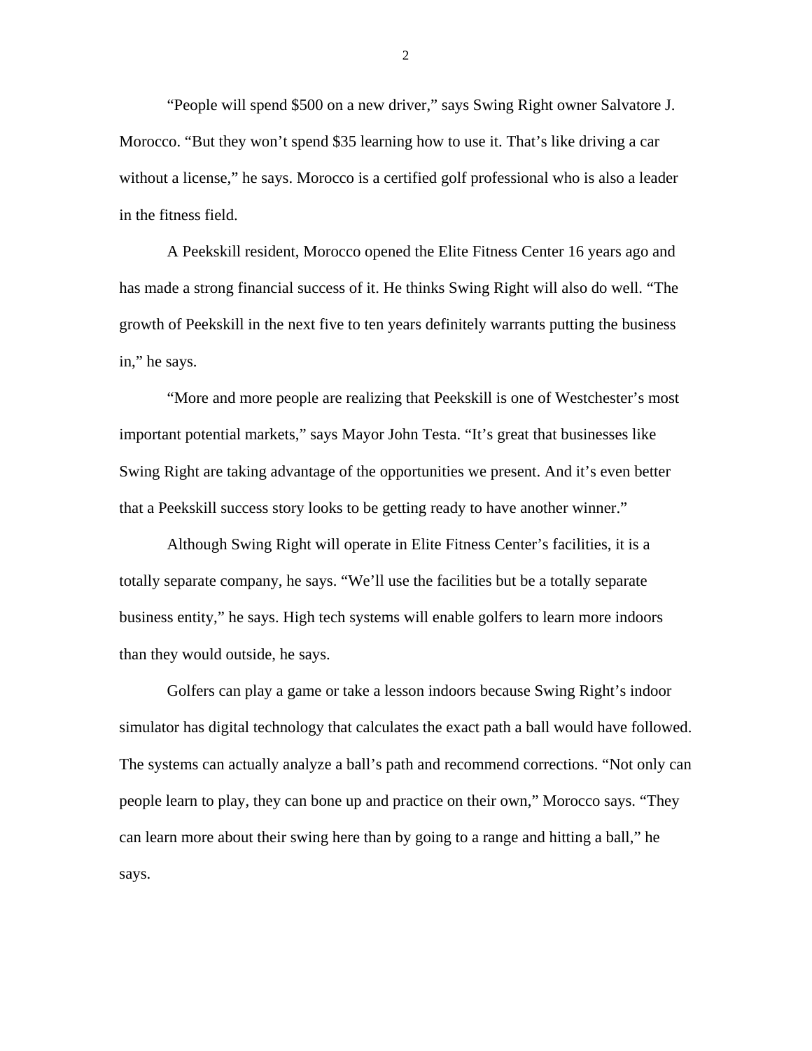"People will spend $500 on a new driver," says Swing Right owner Salvatore J. Morocco. "But they won't spend $35 learning how to use it. That's like driving a car without a license," he says. Morocco is a certified golf professional who is also a leader in the fitness field.

A Peekskill resident, Morocco opened the Elite Fitness Center 16 years ago and has made a strong financial success of it. He thinks Swing Right will also do well. "The growth of Peekskill in the next five to ten years definitely warrants putting the business in," he says.

"More and more people are realizing that Peekskill is one of Westchester's most important potential markets," says Mayor John Testa. "It's great that businesses like Swing Right are taking advantage of the opportunities we present. And it's even better that a Peekskill success story looks to be getting ready to have another winner."

Although Swing Right will operate in Elite Fitness Center's facilities, it is a totally separate company, he says. "We'll use the facilities but be a totally separate business entity," he says. High tech systems will enable golfers to learn more indoors than they would outside, he says.

Golfers can play a game or take a lesson indoors because Swing Right's indoor simulator has digital technology that calculates the exact path a ball would have followed. The systems can actually analyze a ball's path and recommend corrections. "Not only can people learn to play, they can bone up and practice on their own," Morocco says. "They can learn more about their swing here than by going to a range and hitting a ball," he says.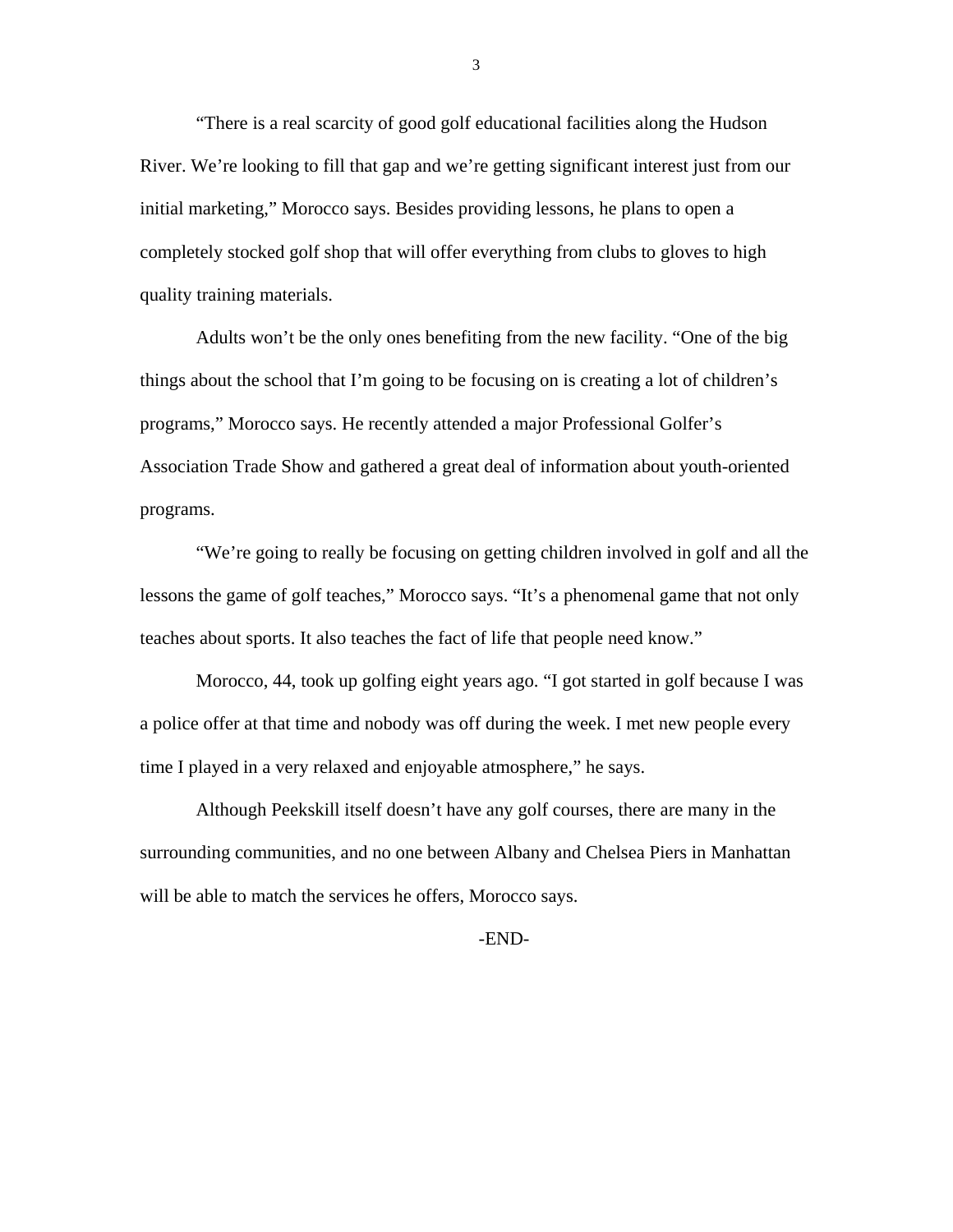"There is a real scarcity of good golf educational facilities along the Hudson River. We're looking to fill that gap and we're getting significant interest just from our initial marketing," Morocco says. Besides providing lessons, he plans to open a completely stocked golf shop that will offer everything from clubs to gloves to high quality training materials.

Adults won't be the only ones benefiting from the new facility. "One of the big things about the school that I'm going to be focusing on is creating a lot of children's programs," Morocco says. He recently attended a major Professional Golfer's Association Trade Show and gathered a great deal of information about youth-oriented programs.

"We're going to really be focusing on getting children involved in golf and all the lessons the game of golf teaches," Morocco says. "It's a phenomenal game that not only teaches about sports. It also teaches the fact of life that people need know."

Morocco, 44, took up golfing eight years ago. "I got started in golf because I was a police offer at that time and nobody was off during the week. I met new people every time I played in a very relaxed and enjoyable atmosphere," he says.

Although Peekskill itself doesn't have any golf courses, there are many in the surrounding communities, and no one between Albany and Chelsea Piers in Manhattan will be able to match the services he offers, Morocco says.

-END-